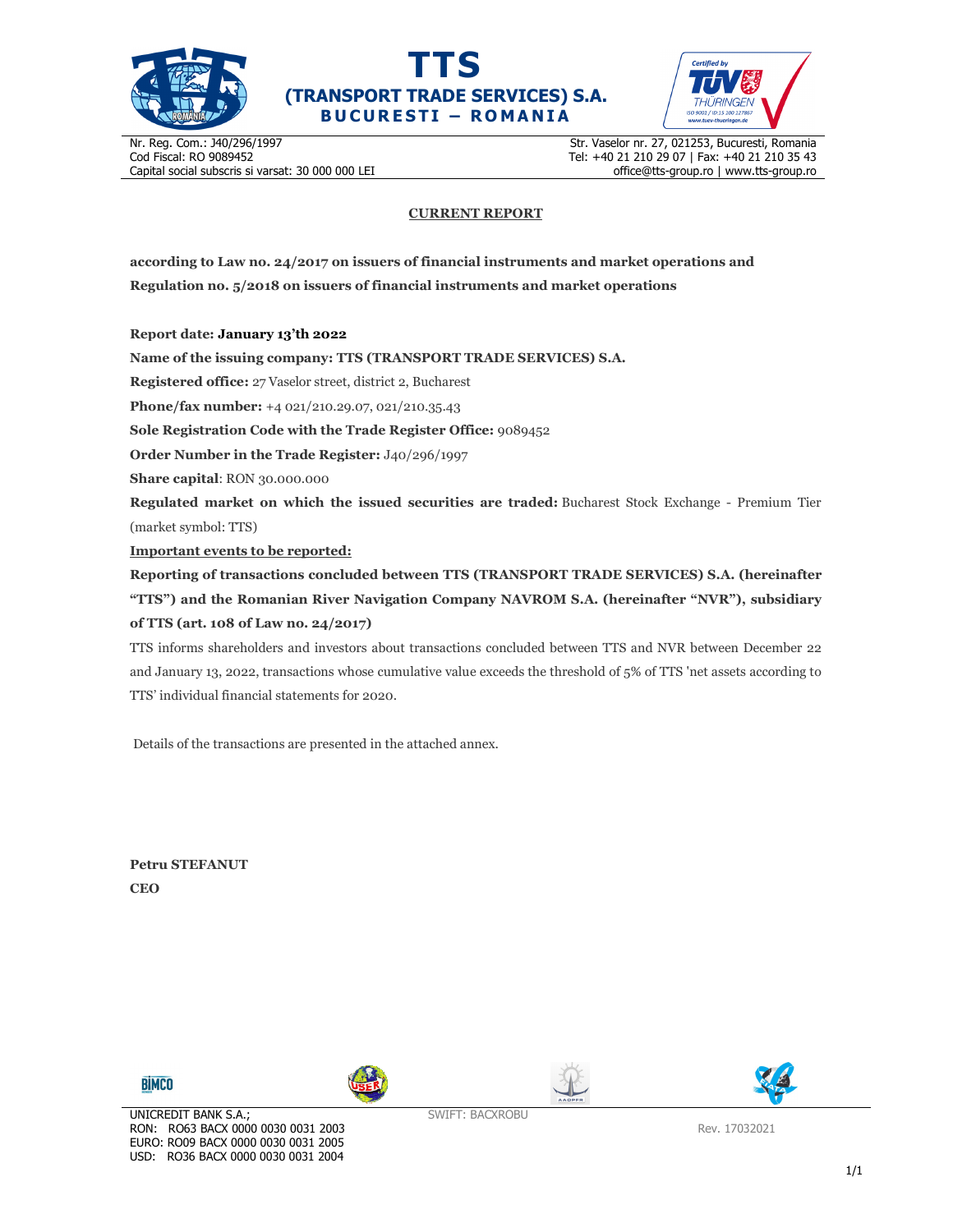**TTS**

**(TRANSPORT TRADE SERVICES) S.A.**

**BUCURESTI – ROMANIA**

Nr. Reg. Com.: J40/296/1997
Cod Fiscal: RO 9089452
Capital social subscris si varsat: 30 000 000 LEI

Str. Vaselor nr. 27, 021253, Bucuresti, Romania
Tel: +40 21 210 29 07 | Fax: +40 21 210 35 43
office@tts-group.ro | www.tts-group.ro

# CURRENT REPORT

**according to Law no. 24/2017 on issuers of financial instruments and market operations and Regulation no. 5/2018 on issuers of financial instruments and market operations**

**Report date: January 13'th 2022**

**Name of the issuing company: TTS (TRANSPORT TRADE SERVICES) S.A.**

**Registered office:** 27 Vaselor street, district 2, Bucharest

**Phone/fax number:** +4 021/210.29.07, 021/210.35.43

**Sole Registration Code with the Trade Register Office:** 9089452

**Order Number in the Trade Register:** J40/296/1997

**Share capital**: RON 30.000.000

**Regulated market on which the issued securities are traded:** Bucharest Stock Exchange - Premium Tier (market symbol: TTS)

**Important events to be reported:**

**Reporting of transactions concluded between TTS (TRANSPORT TRADE SERVICES) S.A. (hereinafter "TTS") and the Romanian River Navigation Company NAVROM S.A. (hereinafter "NVR"), subsidiary of TTS (art. 108 of Law no. 24/2017)**

TTS informs shareholders and investors about transactions concluded between TTS and NVR between December 22 and January 13, 2022, transactions whose cumulative value exceeds the threshold of 5% of TTS 'net assets according to TTS' individual financial statements for 2020.

Details of the transactions are presented in the attached annex.

**Petru STEFANUT**
**CEO**

UNICREDIT BANK S.A.;
RON: RO63 BACX 0000 0030 0031 2003
EURO: RO09 BACX 0000 0030 0031 2005
USD: RO36 BACX 0000 0030 0031 2004

SWIFT: BACXROBU

Rev. 17032021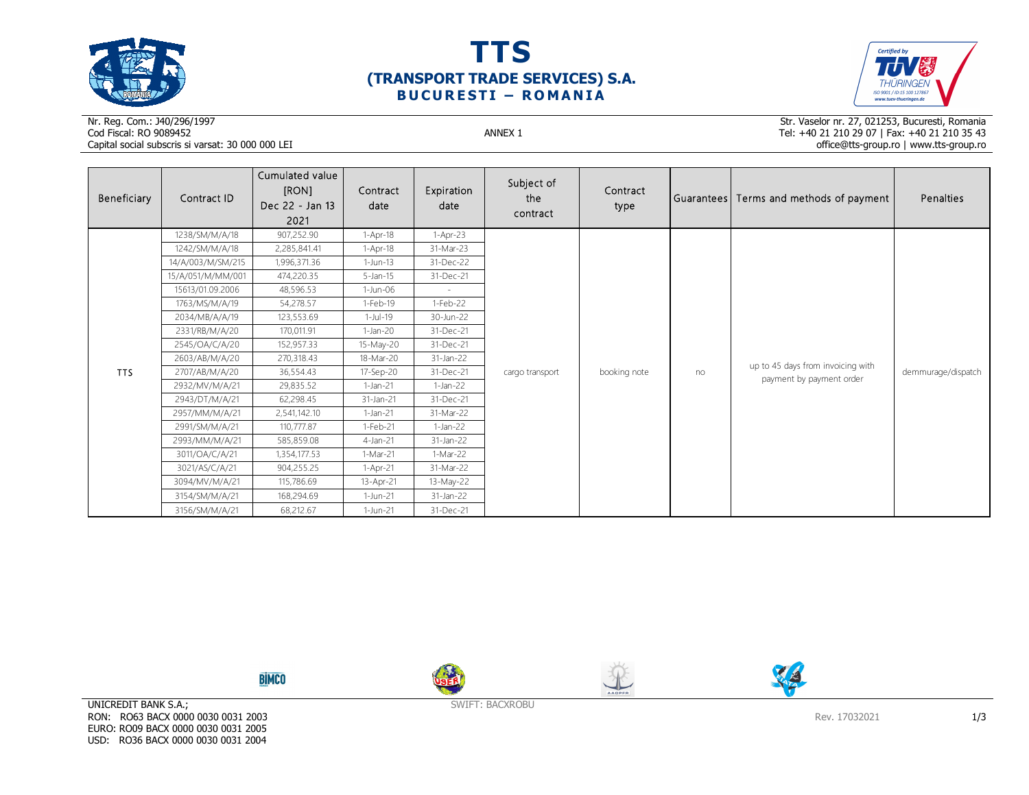# TTS
## (TRANSPORT TRADE SERVICES) S.A.
### BUCURESTI – ROMANIA

Nr. Reg. Com.: J40/296/1997
Cod Fiscal: RO 9089452
Capital social subscris si varsat: 30 000 000 LEI

ANNEX 1

Str. Vaselor nr. 27, 021253, Bucuresti, Romania
Tel: +40 21 210 29 07 | Fax: +40 21 210 35 43
office@tts-group.ro | www.tts-group.ro

| Beneficiary | Contract ID | Cumulated value [RON] Dec 22 - Jan 13 2021 | Contract date | Expiration date | Subject of the contract | Contract type | Guarantees | Terms and methods of payment | Penalties |
|---|---|---|---|---|---|---|---|---|---|
| TTS | 1238/SM/M/A/18 | 907,252.90 | 1-Apr-18 | 1-Apr-23 | cargo transport | booking note | no | up to 45 days from invoicing with payment by payment order | demmurage/dispatch |
| | 1242/SM/M/A/18 | 2,285,841.41 | 1-Apr-18 | 31-Mar-23 | | | | | |
| | 14/A/003/M/SM/215 | 1,996,371.36 | 1-Jun-13 | 31-Dec-22 | | | | | |
| | 15/A/051/M/MM/001 | 474,220.35 | 5-Jan-15 | 31-Dec-21 | | | | | |
| | 15613/01.09.2006 | 48,596.53 | 1-Jun-06 | - | | | | | |
| | 1763/MS/M/A/19 | 54,278.57 | 1-Feb-19 | 1-Feb-22 | | | | | |
| | 2034/MB/A/A/19 | 123,553.69 | 1-Jul-19 | 30-Jun-22 | | | | | |
| | 2331/RB/M/A/20 | 170,011.91 | 1-Jan-20 | 31-Dec-21 | | | | | |
| | 2545/OA/C/A/20 | 152,957.33 | 15-May-20 | 31-Dec-21 | | | | | |
| | 2603/AB/M/A/20 | 270,318.43 | 18-Mar-20 | 31-Jan-22 | | | | | |
| | 2707/AB/M/A/20 | 36,554.43 | 17-Sep-20 | 31-Dec-21 | | | | | |
| | 2932/MV/M/A/21 | 29,835.52 | 1-Jan-21 | 1-Jan-22 | | | | | |
| | 2943/DT/M/A/21 | 62,298.45 | 31-Jan-21 | 31-Dec-21 | | | | | |
| | 2957/MM/M/A/21 | 2,541,142.10 | 1-Jan-21 | 31-Mar-22 | | | | | |
| | 2991/SM/M/A/21 | 110,777.87 | 1-Feb-21 | 1-Jan-22 | | | | | |
| | 2993/MM/M/A/21 | 585,859.08 | 4-Jan-21 | 31-Jan-22 | | | | | |
| | 3011/OA/C/A/21 | 1,354,177.53 | 1-Mar-21 | 1-Mar-22 | | | | | |
| | 3021/AS/C/A/21 | 904,255.25 | 1-Apr-21 | 31-Mar-22 | | | | | |
| | 3094/MV/M/A/21 | 115,786.69 | 13-Apr-21 | 13-May-22 | | | | | |
| | 3154/SM/M/A/21 | 168,294.69 | 1-Jun-21 | 31-Jan-22 | | | | | |
| | 3156/SM/M/A/21 | 68,212.67 | 1-Jun-21 | 31-Dec-21 | | | | | |

UNICREDIT BANK S.A.;
RON: RO63 BACX 0000 0030 0031 2003
EURO: RO09 BACX 0000 0030 0031 2005
USD: RO36 BACX 0000 0030 0031 2004

SWIFT: BACXROBU

Rev. 17032021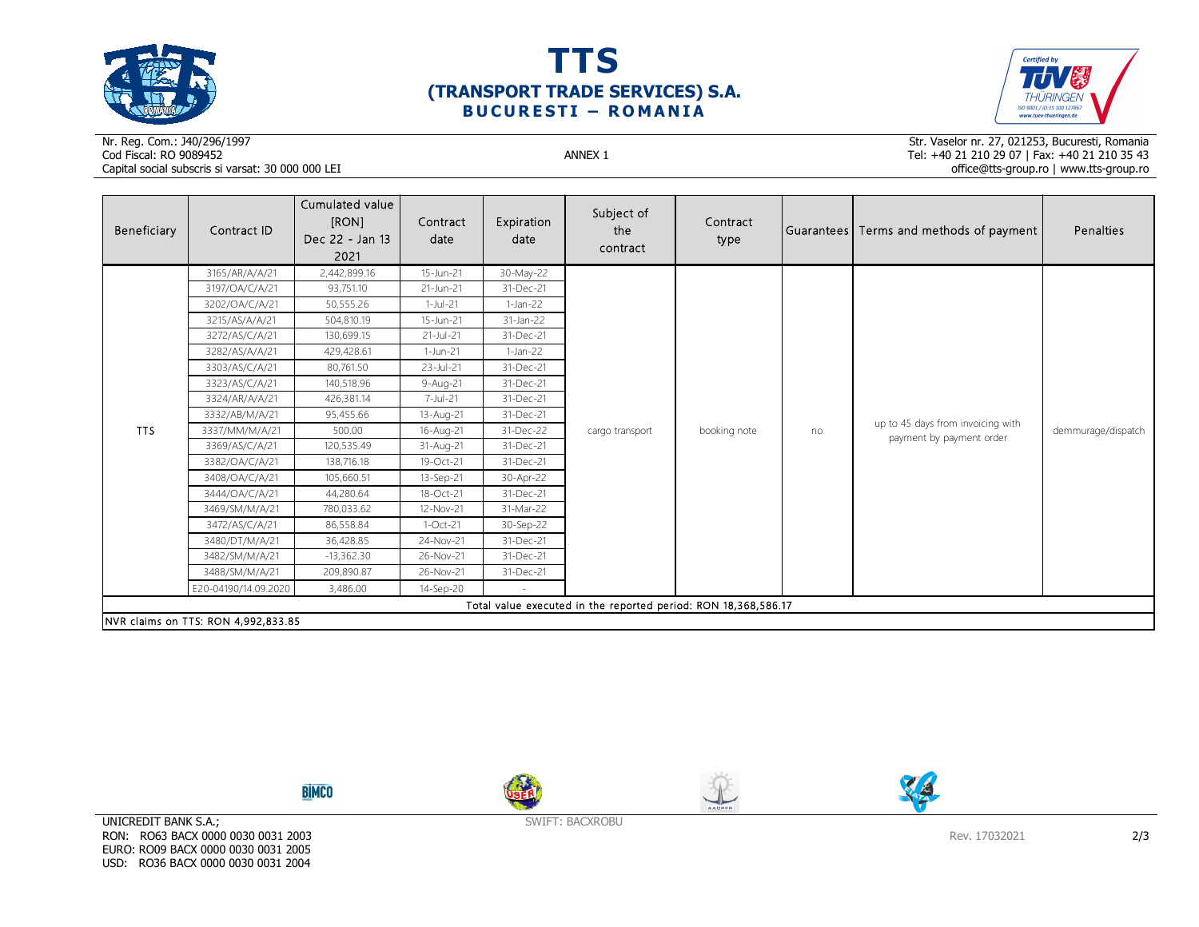# TTS
## (TRANSPORT TRADE SERVICES) S.A.
### BUCURESTI – ROMANIA

Nr. Reg. Com.: J40/296/1997
Cod Fiscal: RO 9089452
Capital social subscris si varsat: 30 000 000 LEI

ANNEX 1

Str. Vaselor nr. 27, 021253, Bucuresti, Romania
Tel: +40 21 210 29 07 | Fax: +40 21 210 35 43
office@tts-group.ro | www.tts-group.ro

| Beneficiary | Contract ID | Cumulated value [RON] Dec 22 - Jan 13 2021 | Contract date | Expiration date | Subject of the contract | Contract type | Guarantees | Terms and methods of payment | Penalties |
|---|---|---|---|---|---|---|---|---|---|
| TTS | 3165/AR/A/A/21 | 2,442,899.16 | 15-Jun-21 | 30-May-22 | cargo transport | booking note | no | up to 45 days from invoicing with payment by payment order | demmurage/dispatch |
| | 3197/OA/C/A/21 | 93,751.10 | 21-Jun-21 | 31-Dec-21 | | | | | |
| | 3202/OA/C/A/21 | 50,555.26 | 1-Jul-21 | 1-Jan-22 | | | | | |
| | 3215/AS/A/A/21 | 504,810.19 | 15-Jun-21 | 31-Jan-22 | | | | | |
| | 3272/AS/C/A/21 | 130,699.15 | 21-Jul-21 | 31-Dec-21 | | | | | |
| | 3282/AS/A/A/21 | 429,428.61 | 1-Jun-21 | 1-Jan-22 | | | | | |
| | 3303/AS/C/A/21 | 80,761.50 | 23-Jul-21 | 31-Dec-21 | | | | | |
| | 3323/AS/C/A/21 | 140,518.96 | 9-Aug-21 | 31-Dec-21 | | | | | |
| | 3324/AR/A/A/21 | 426,381.14 | 7-Jul-21 | 31-Dec-21 | | | | | |
| | 3332/AB/M/A/21 | 95,455.66 | 13-Aug-21 | 31-Dec-21 | | | | | |
| | 3337/MM/M/A/21 | 500.00 | 16-Aug-21 | 31-Dec-22 | | | | | |
| | 3369/AS/C/A/21 | 120,535.49 | 31-Aug-21 | 31-Dec-21 | | | | | |
| | 3382/OA/C/A/21 | 138,716.18 | 19-Oct-21 | 31-Dec-21 | | | | | |
| | 3408/OA/C/A/21 | 105,660.51 | 13-Sep-21 | 30-Apr-22 | | | | | |
| | 3444/OA/C/A/21 | 44,280.64 | 18-Oct-21 | 31-Dec-21 | | | | | |
| | 3469/SM/M/A/21 | 780,033.62 | 12-Nov-21 | 31-Mar-22 | | | | | |
| | 3472/AS/C/A/21 | 86,558.84 | 1-Oct-21 | 30-Sep-22 | | | | | |
| | 3480/DT/M/A/21 | 36,428.85 | 24-Nov-21 | 31-Dec-21 | | | | | |
| | 3482/SM/M/A/21 | -13,362.30 | 26-Nov-21 | 31-Dec-21 | | | | | |
| | 3488/SM/M/A/21 | 209,890.87 | 26-Nov-21 | 31-Dec-21 | | | | | |
| | E20-04190/14.09.2020 | 3,486.00 | 14-Sep-20 | - | | | | | |
| Total value executed in the reported period: RON 18,368,586.17 | | | | | | | | | |
| NVR claims on TTS: RON 4,992,833.85 | | | | | | | | | |

UNICREDIT BANK S.A.;
RON: RO63 BACX 0000 0030 0031 2003
EURO: RO09 BACX 0000 0030 0031 2005
USD: RO36 BACX 0000 0030 0031 2004

SWIFT: BACXROBU

Rev. 17032021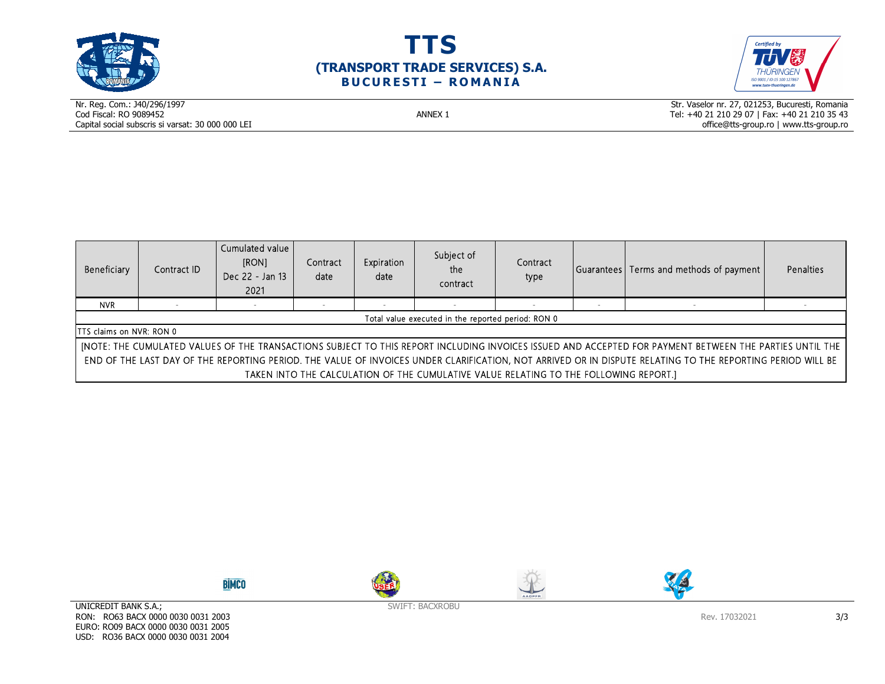# TTS

## (TRANSPORT TRADE SERVICES) S.A.

### BUCURESTI – ROMANIA

Nr. Reg. Com.: J40/296/1997
Cod Fiscal: RO 9089452
Capital social subscris si varsat: 30 000 000 LEI

ANNEX 1

Str. Vaselor nr. 27, 021253, Bucuresti, Romania
Tel: +40 21 210 29 07 | Fax: +40 21 210 35 43
office@tts-group.ro | www.tts-group.ro

| Beneficiary | Contract ID | Cumulated value [RON] Dec 22 - Jan 13 2021 | Contract date | Expiration date | Subject of the contract | Contract type | Guarantees | Terms and methods of payment | Penalties |
|---|---|---|---|---|---|---|---|---|---|
| NVR | - | - | - | - | - | - | - | - | - |
| Total value executed in the reported period: RON 0 | | | | | | | | | |
| TTS claims on NVR: RON 0 | | | | | | | | | |
| [NOTE: THE CUMULATED VALUES OF THE TRANSACTIONS SUBJECT TO THIS REPORT INCLUDING INVOICES ISSUED AND ACCEPTED FOR PAYMENT BETWEEN THE PARTIES UNTIL THE END OF THE LAST DAY OF THE REPORTING PERIOD. THE VALUE OF INVOICES UNDER CLARIFICATION, NOT ARRIVED OR IN DISPUTE RELATING TO THE REPORTING PERIOD WILL BE TAKEN INTO THE CALCULATION OF THE CUMULATIVE VALUE RELATING TO THE FOLLOWING REPORT.] | | | | | | | | | |

UNICREDIT BANK S.A.;
RON: RO63 BACX 0000 0030 0031 2003
EURO: RO09 BACX 0000 0030 0031 2005
USD: RO36 BACX 0000 0030 0031 2004

SWIFT: BACXROBU

Rev. 17032021